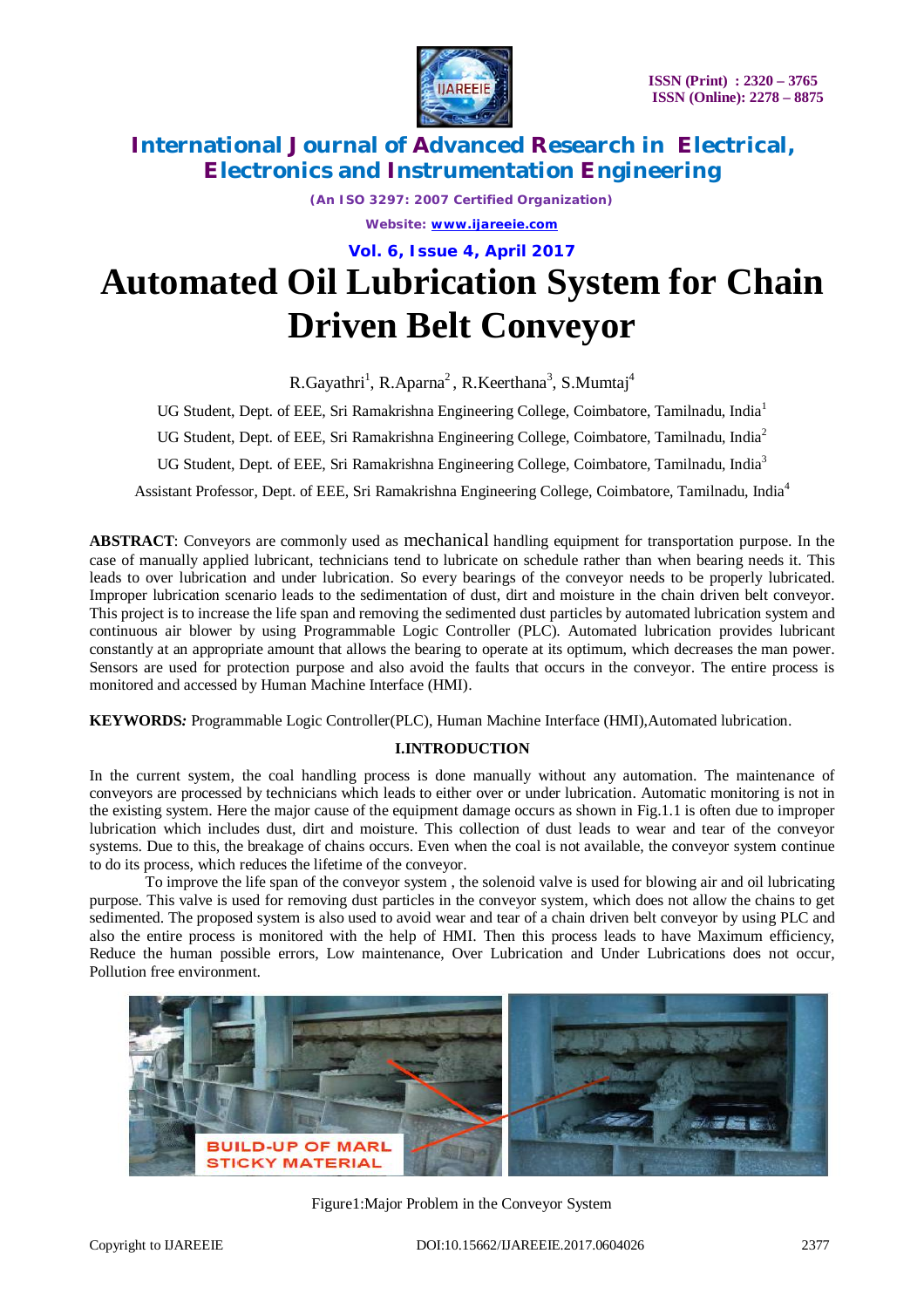# Automated Oil Lubrication System for Chain Driven Belt Conveyor

R.Gayathri[1], R.Aparna[2], R.Keerthana[3], S.Mumtaj[4]

UG Student, Dept. of EEE, Sri Ramakrishna Engineering College, Coimbatore, Tamilnadu, India[1]

UG Student, Dept. of EEE, Sri Ramakrishna Engineering College, Coimbatore, Tamilnadu, India[2]

UG Student, Dept. of EEE, Sri Ramakrishna Engineering College, Coimbatore, Tamilnadu, India[3]

Assistant Professor, Dept. of EEE, Sri Ramakrishna Engineering College, Coimbatore, Tamilnadu, India[4]

**ABSTRACT**: Conveyors are commonly used as mechanical handling equipment for transportation purpose. In the case of manually applied lubricant, technicians tend to lubricate on schedule rather than when bearing needs it. This leads to over lubrication and under lubrication. So every bearings of the conveyor needs to be properly lubricated. Improper lubrication scenario leads to the sedimentation of dust, dirt and moisture in the chain driven belt conveyor. This project is to increase the life span and removing the sedimented dust particles by automated lubrication system and continuous air blower by using Programmable Logic Controller (PLC). Automated lubrication provides lubricant constantly at an appropriate amount that allows the bearing to operate at its optimum, which decreases the man power. Sensors are used for protection purpose and also avoid the faults that occurs in the conveyor. The entire process is monitored and accessed by Human Machine Interface (HMI).

**KEYWORDS:** Programmable Logic Controller(PLC), Human Machine Interface (HMI),Automated lubrication.

## I.INTRODUCTION

In the current system, the coal handling process is done manually without any automation. The maintenance of conveyors are processed by technicians which leads to either over or under lubrication. Automatic monitoring is not in the existing system. Here the major cause of the equipment damage occurs as shown in Fig.1.1 is often due to improper lubrication which includes dust, dirt and moisture. This collection of dust leads to wear and tear of the conveyor systems. Due to this, the breakage of chains occurs. Even when the coal is not available, the conveyor system continue to do its process, which reduces the lifetime of the conveyor.

To improve the life span of the conveyor system , the solenoid valve is used for blowing air and oil lubricating purpose. This valve is used for removing dust particles in the conveyor system, which does not allow the chains to get sedimented. The proposed system is also used to avoid wear and tear of a chain driven belt conveyor by using PLC and also the entire process is monitored with the help of HMI. Then this process leads to have Maximum efficiency, Reduce the human possible errors, Low maintenance, Over Lubrication and Under Lubrications does not occur, Pollution free environment.

Figure1:Major Problem in the Conveyor System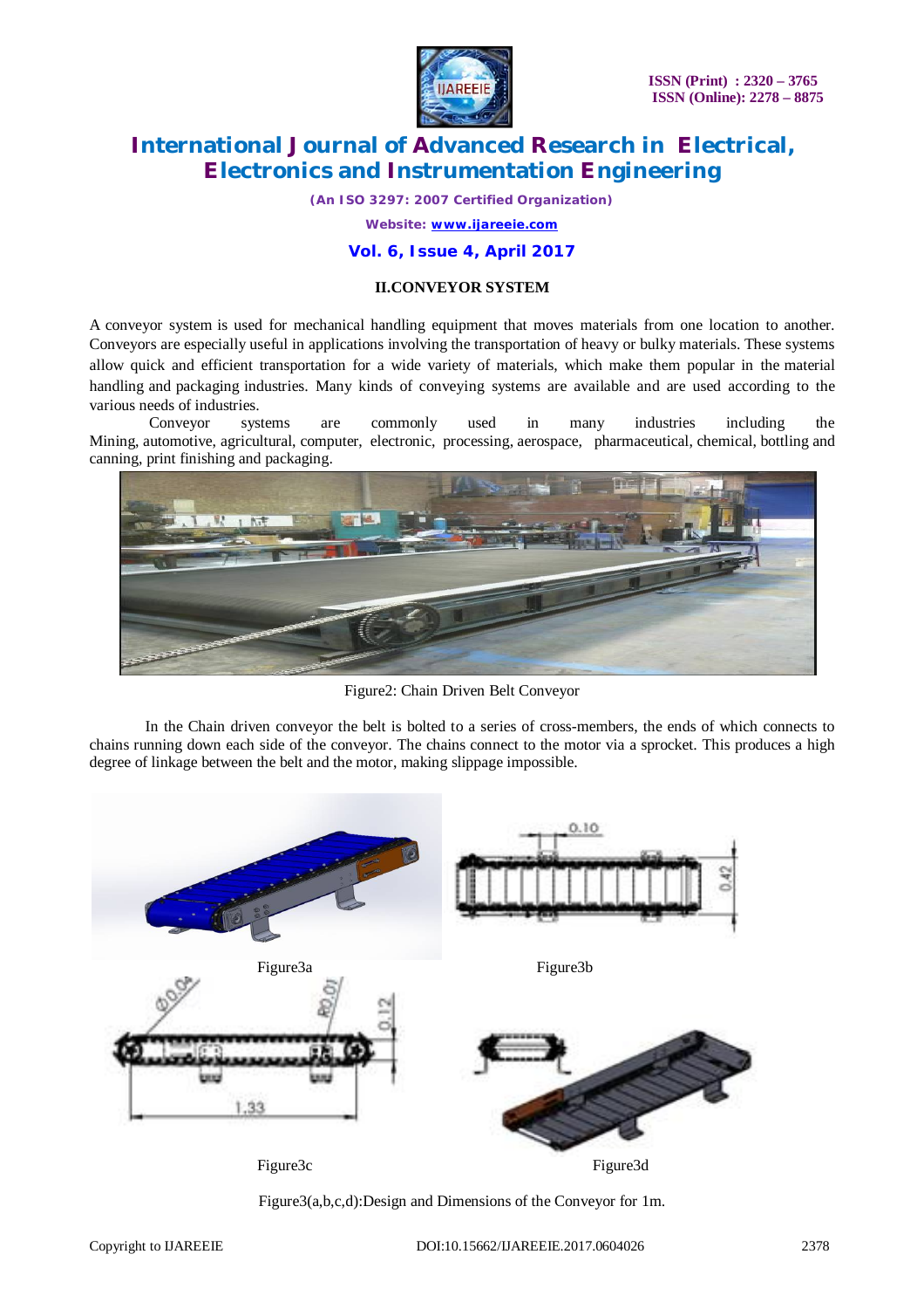## II.CONVEYOR SYSTEM

A conveyor system is used for mechanical handling equipment that moves materials from one location to another. Conveyors are especially useful in applications involving the transportation of heavy or bulky materials. These systems allow quick and efficient transportation for a wide variety of materials, which make them popular in the material handling and packaging industries. Many kinds of conveying systems are available and are used according to the various needs of industries.

Conveyor systems are commonly used in many industries including the Mining, automotive, agricultural, computer, electronic, processing, aerospace, pharmaceutical, chemical, bottling and canning, print finishing and packaging.

Figure2: Chain Driven Belt Conveyor

In the Chain driven conveyor the belt is bolted to a series of cross-members, the ends of which connects to chains running down each side of the conveyor. The chains connect to the motor via a sprocket. This produces a high degree of linkage between the belt and the motor, making slippage impossible.

Figure3a

Figure3b

Figure3c

Figure3d

Figure3(a,b,c,d):Design and Dimensions of the Conveyor for 1m.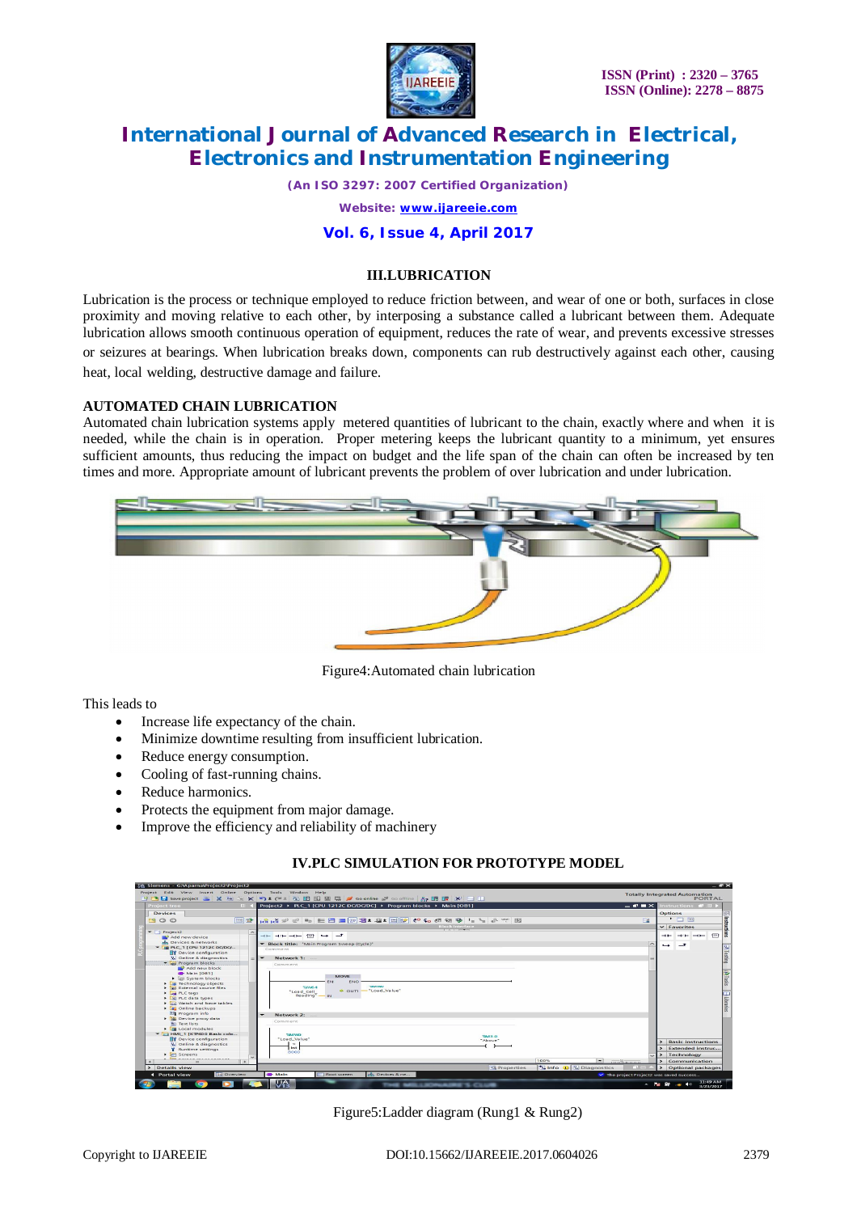## III.LUBRICATION

Lubrication is the process or technique employed to reduce friction between, and wear of one or both, surfaces in close proximity and moving relative to each other, by interposing a substance called a lubricant between them. Adequate lubrication allows smooth continuous operation of equipment, reduces the rate of wear, and prevents excessive stresses or seizures at bearings. When lubrication breaks down, components can rub destructively against each other, causing heat, local welding, destructive damage and failure.

### AUTOMATED CHAIN LUBRICATION

Automated chain lubrication systems apply metered quantities of lubricant to the chain, exactly where and when it is needed, while the chain is in operation. Proper metering keeps the lubricant quantity to a minimum, yet ensures sufficient amounts, thus reducing the impact on budget and the life span of the chain can often be increased by ten times and more. Appropriate amount of lubricant prevents the problem of over lubrication and under lubrication.

Figure4:Automated chain lubrication

This leads to

- Increase life expectancy of the chain.
- Minimize downtime resulting from insufficient lubrication.
- Reduce energy consumption.
- Cooling of fast-running chains.
- Reduce harmonics.
- Protects the equipment from major damage.
- Improve the efficiency and reliability of machinery

## IV.PLC SIMULATION FOR PROTOTYPE MODEL

Figure5:Ladder diagram (Rung1 & Rung2)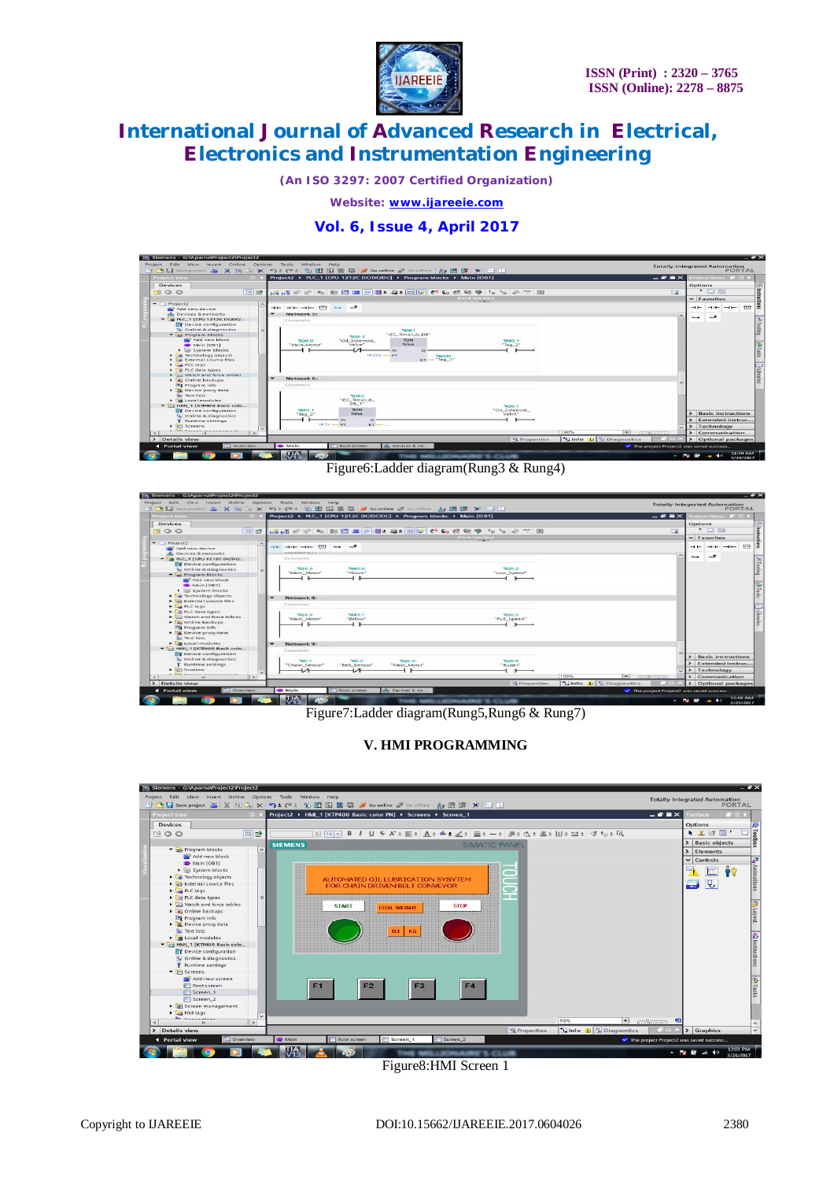Figure6:Ladder diagram(Rung3 & Rung4)

Figure7:Ladder diagram(Rung5,Rung6 & Rung7)

## V. HMI PROGRAMMING

Figure8:HMI Screen 1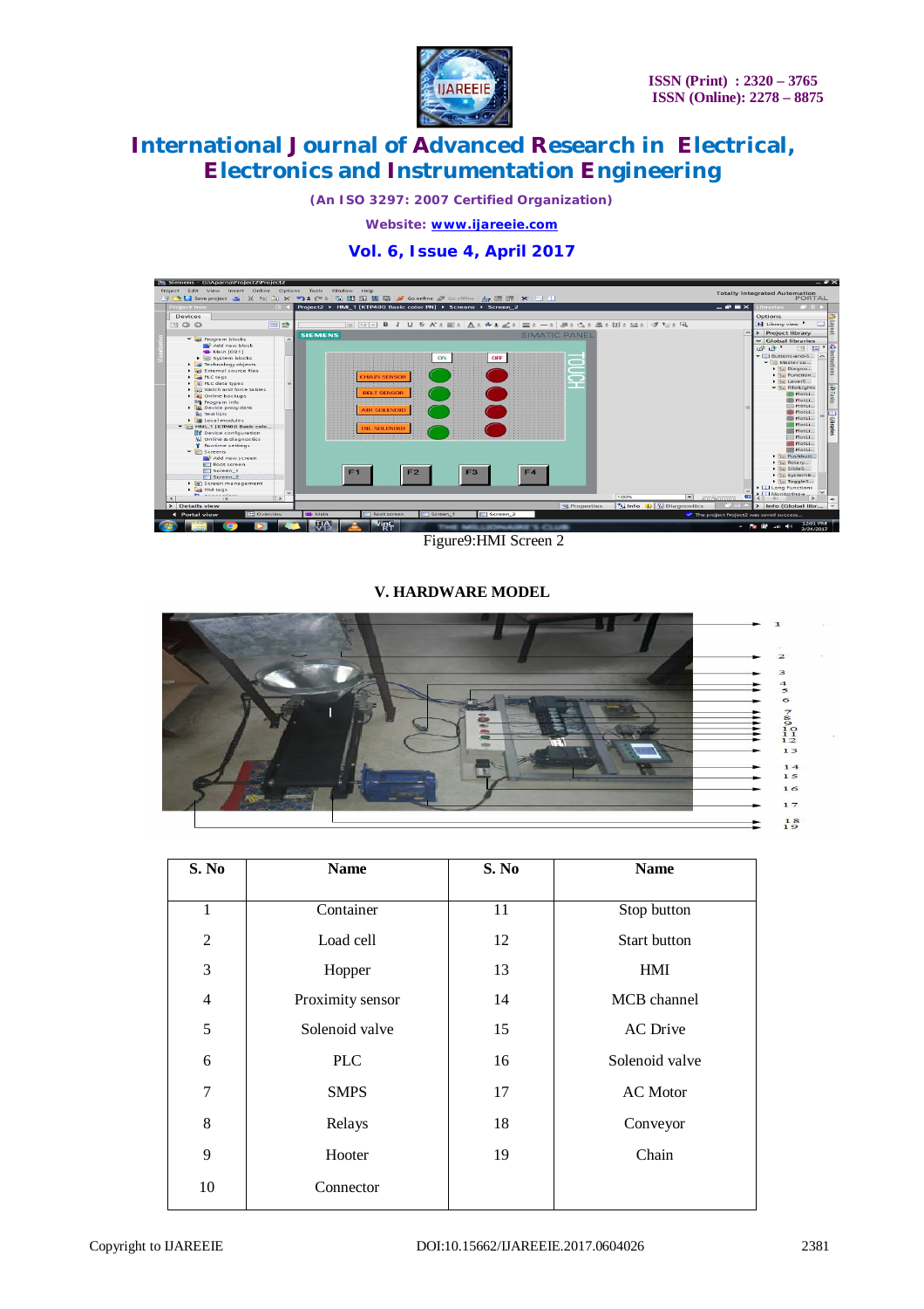Figure9:HMI Screen 2

## V. HARDWARE MODEL

| S. No | Name | S. No | Name |
|---|---|---|---|
| 1 | Container | 11 | Stop button |
| 2 | Load cell | 12 | Start button |
| 3 | Hopper | 13 | HMI |
| 4 | Proximity sensor | 14 | MCB channel |
| 5 | Solenoid valve | 15 | AC Drive |
| 6 | PLC | 16 | Solenoid valve |
| 7 | SMPS | 17 | AC Motor |
| 8 | Relays | 18 | Conveyor |
| 9 | Hooter | 19 | Chain |
| 10 | Connector | | |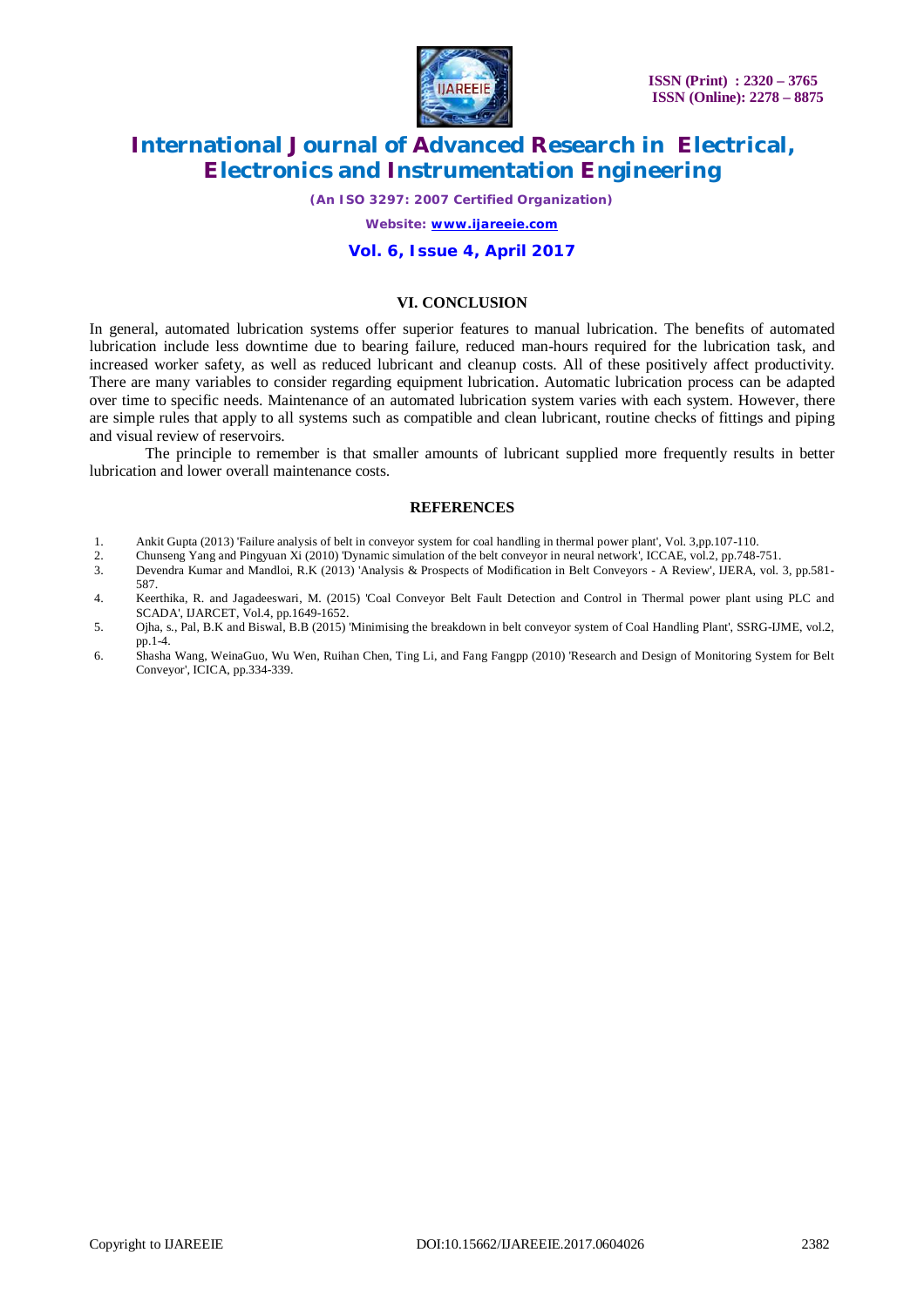## VI. CONCLUSION

In general, automated lubrication systems offer superior features to manual lubrication. The benefits of automated lubrication include less downtime due to bearing failure, reduced man-hours required for the lubrication task, and increased worker safety, as well as reduced lubricant and cleanup costs. All of these positively affect productivity. There are many variables to consider regarding equipment lubrication. Automatic lubrication process can be adapted over time to specific needs. Maintenance of an automated lubrication system varies with each system. However, there are simple rules that apply to all systems such as compatible and clean lubricant, routine checks of fittings and piping and visual review of reservoirs.

The principle to remember is that smaller amounts of lubricant supplied more frequently results in better lubrication and lower overall maintenance costs.

## REFERENCES

1. Ankit Gupta (2013) 'Failure analysis of belt in conveyor system for coal handling in thermal power plant', Vol. 3,pp.107-110.
2. Chunseng Yang and Pingyuan Xi (2010) 'Dynamic simulation of the belt conveyor in neural network', ICCAE, vol.2, pp.748-751.
3. Devendra Kumar and Mandloi, R.K (2013) 'Analysis & Prospects of Modification in Belt Conveyors - A Review', IJERA, vol. 3, pp.581-587.
4. Keerthika, R. and Jagadeeswari, M. (2015) 'Coal Conveyor Belt Fault Detection and Control in Thermal power plant using PLC and SCADA', IJARCET, Vol.4, pp.1649-1652.
5. Ojha, s., Pal, B.K and Biswal, B.B (2015) 'Minimising the breakdown in belt conveyor system of Coal Handling Plant', SSRG-IJME, vol.2, pp.1-4.
6. Shasha Wang, WeinaGuo, Wu Wen, Ruihan Chen, Ting Li, and Fang Fangpp (2010) 'Research and Design of Monitoring System for Belt Conveyor', ICICA, pp.334-339.